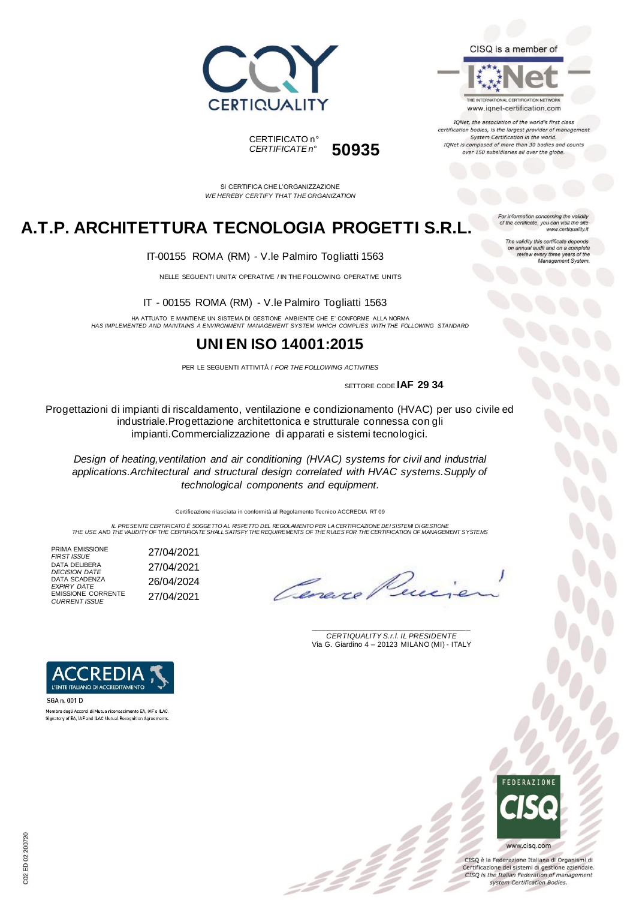CERTIQUALITY

CISQ is a member of

IQNet

THE INTERNATIONAL CERTIFICATION NETWORK
www.iqnet-certification.com

*IQNet, the association of the world's first class certification bodies, is the largest provider of management System Certification in the world. IQNet is composed of more than 30 bodies and counts over 150 subsidiaries all over the globe.*

CERTIFICATO n°
*CERTIFICATE n°* **50935**

SI CERTIFICA CHE L'ORGANIZZAZIONE
*WE HEREBY CERTIFY THAT THE ORGANIZATION*

# A.T.P. ARCHITETTURA TECNOLOGIA PROGETTI S.R.L.

*For information concerning the validity of the certificate, you can visit the site www.certiquality.it*

*The validity this certificate depends on annual audit and on a complete review every three years of the Management System.*

IT-00155 ROMA (RM) - V.le Palmiro Togliatti 1563

NELLE SEGUENTI UNITA' OPERATIVE / IN THE FOLLOWING OPERATIVE UNITS

IT - 00155 ROMA (RM) - V.le Palmiro Togliatti 1563

HA ATTUATO E MANTIENE UN SISTEMA DI GESTIONE AMBIENTE CHE E' CONFORME ALLA NORMA
*HAS IMPLEMENTED AND MAINTAINS A ENVIRONMENT MANAGEMENT SYSTEM WHICH COMPLIES WITH THE FOLLOWING STANDARD*

## UNI EN ISO 14001:2015

PER LE SEGUENTI ATTIVITÀ / *FOR THE FOLLOWING ACTIVITIES*

SETTORE CODE **IAF 29 34**

Progettazioni di impianti di riscaldamento, ventilazione e condizionamento (HVAC) per uso civile ed industriale.Progettazione architettonica e strutturale connessa con gli impianti.Commercializzazione di apparati e sistemi tecnologici.

*Design of heating,ventilation and air conditioning (HVAC) systems for civil and industrial applications.Architectural and structural design correlated with HVAC systems.Supply of technological components and equipment.*

Certificazione rilasciata in conformità al Regolamento Tecnico ACCREDIA RT 09

*IL PRESENTE CERTIFICATO È SOGGETTO AL RISPETTO DEL REGOLAMENTO PER LA CERTIFICAZIONE DEI SISTEMI DI GESTIONE*
*THE USE AND THE VALIDITY OF THE CERTIFICATE SHALL SATISFY THE REQUIREMENTS OF THE RULES FOR THE CERTIFICATION OF MANAGEMENT SYSTEMS*

| | |
|---|---|
| PRIMA EMISSIONE *FIRST ISSUE* | 27/04/2021 |
| DATA DELIBERA *DECISION DATE* | 27/04/2021 |
| DATA SCADENZA *EXPIRY DATE* | 26/04/2024 |
| EMISSIONE CORRENTE *CURRENT ISSUE* | 27/04/2021 |

*CERTIQUALITY S.r.l. IL PRESIDENTE*
Via G. Giardino 4 – 20123 MILANO (MI) - ITALY

ACCREDIA
L'ENTE ITALIANO DI ACCREDITAMENTO

SGA n. 001 D

Membro degli Accordi di Mutuo riconoscimento EA, IAF e ILAC.
Signatory of EA, IAF and ILAC Mutual Recognition Agreements.

FEDERAZIONE CISQ

www.cisq.com

CISQ è la Federazione Italiana di Organismi di Certificazione dei sistemi di gestione aziendale.
*CISQ is the Italian Federation of management system Certification Bodies.*

C02 ED 02 200720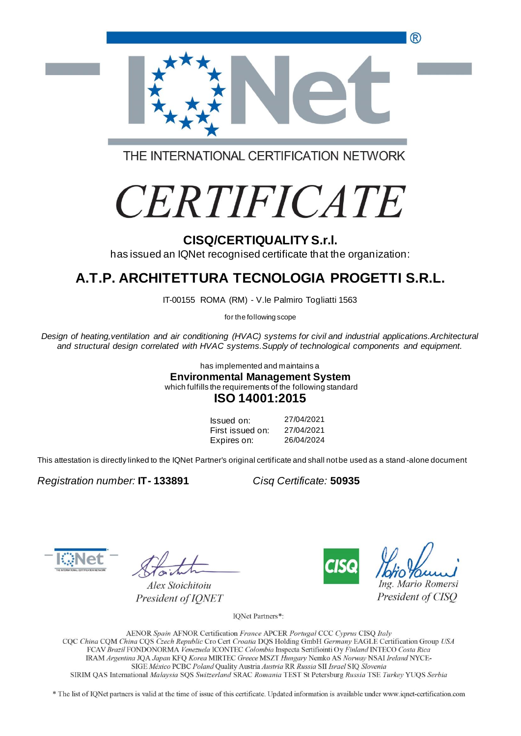IQNet

THE INTERNATIONAL CERTIFICATION NETWORK

# CERTIFICATE

**CISQ/CERTIQUALITY S.r.l.**

has issued an IQNet recognised certificate that the organization:

## A.T.P. ARCHITETTURA TECNOLOGIA PROGETTI S.R.L.

IT-00155 ROMA (RM) - V.le Palmiro Togliatti 1563

for the following scope

*Design of heating,ventilation and air conditioning (HVAC) systems for civil and industrial applications.Architectural and structural design correlated with HVAC systems.Supply of technological components and equipment.*

has implemented and maintains a

**Environmental Management System**

which fulfills the requirements of the following standard

**ISO 14001:2015**

| | |
|---|---|
| Issued on: | 27/04/2021 |
| First issued on: | 27/04/2021 |
| Expires on: | 26/04/2024 |

This attestation is directly linked to the IQNet Partner's original certificate and shall not be used as a stand-alone document

*Registration number:* **IT- 133891** *Cisq Certificate:* **50935**

*Alex Stoichitoiu*
*President of IQNET*

*Ing. Mario Romersi*
*President of CISQ*

IQNet Partners*:

AENOR *Spain* AFNOR Certification *France* APCER *Portugal* CCC *Cyprus* CISQ *Italy*
CQC *China* CQM *China* CQS *Czech Republic* Cro Cert *Croatia* DQS Holding GmbH *Germany* EAGLE Certification Group *USA*
FCAV *Brazil* FONDONORMA *Venezuela* ICONTEC *Colombia* Inspecta Sertifiointi Oy *Finland* INTECO *Costa Rica*
IRAM *Argentina* JQA *Japan* KFQ *Korea* MIRTEC *Greece* MSZT *Hungary* Nemko AS *Norway* NSAI *Ireland* NYCE-SIGE *México* PCBC *Poland* Quality Austria *Austria* RR *Russia* SII *Israel* SIQ *Slovenia*
SIRIM QAS International *Malaysia* SQS *Switzerland* SRAC *Romania* TEST St Petersburg *Russia* TSE *Turkey* YUQS *Serbia*

* The list of IQNet partners is valid at the time of issue of this certificate. Updated information is available under www.iqnet-certification.com